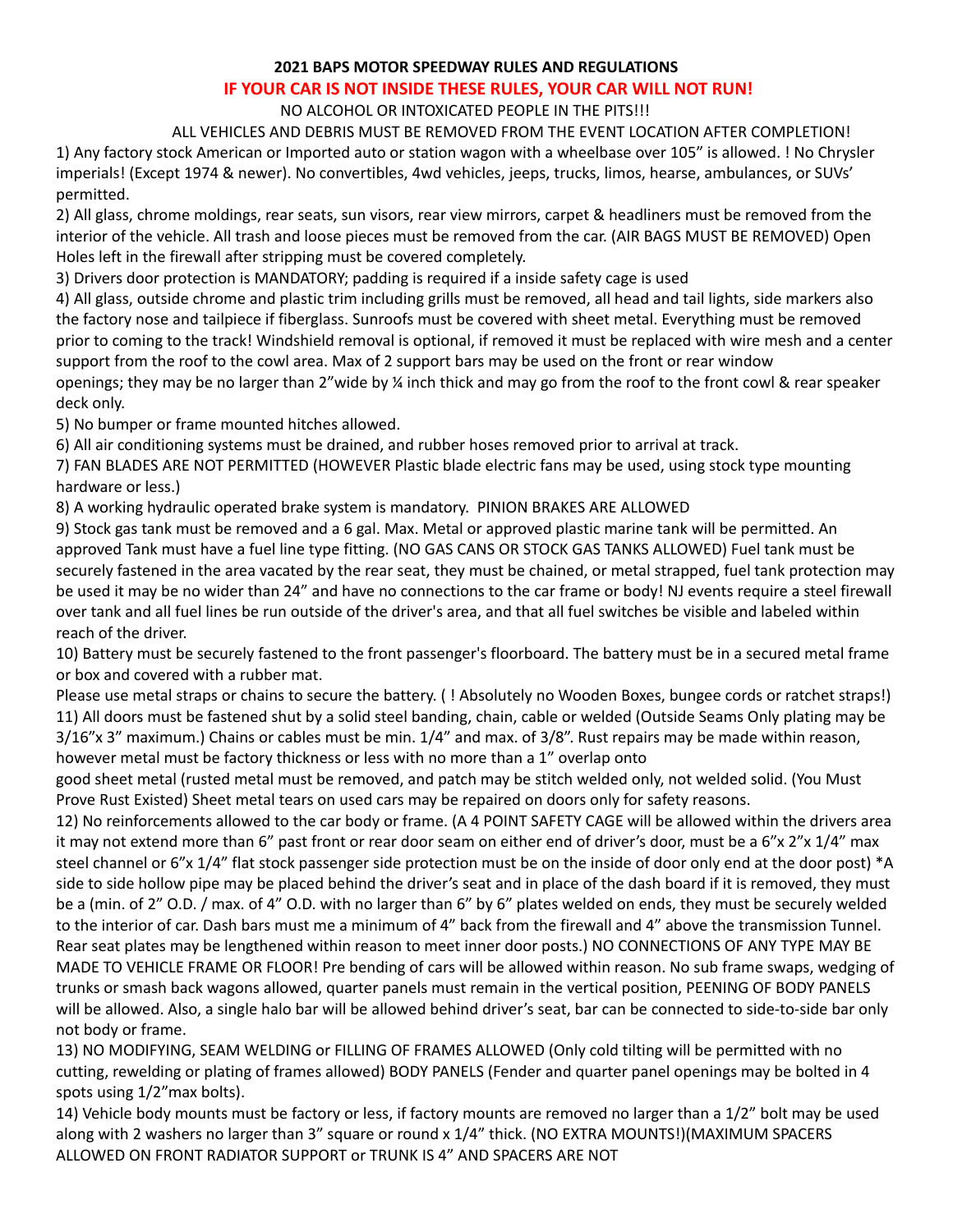**2021 BAPS MOTOR SPEEDWAY RULES AND REGULATIONS**

**IF YOUR CAR IS NOT INSIDE THESE RULES, YOUR CAR WILL NOT RUN!**

NO ALCOHOL OR INTOXICATED PEOPLE IN THE PITS!!!

ALL VEHICLES AND DEBRIS MUST BE REMOVED FROM THE EVENT LOCATION AFTER COMPLETION!

1) Any factory stock American or Imported auto or station wagon with a wheelbase over 105" is allowed. ! No Chrysler imperials! (Except 1974 & newer). No convertibles, 4wd vehicles, jeeps, trucks, limos, hearse, ambulances, or SUVs' permitted.

2) All glass, chrome moldings, rear seats, sun visors, rear view mirrors, carpet & headliners must be removed from the interior of the vehicle. All trash and loose pieces must be removed from the car. (AIR BAGS MUST BE REMOVED) Open Holes left in the firewall after stripping must be covered completely.

3) Drivers door protection is MANDATORY; padding is required if a inside safety cage is used

4) All glass, outside chrome and plastic trim including grills must be removed, all head and tail lights, side markers also the factory nose and tailpiece if fiberglass. Sunroofs must be covered with sheet metal. Everything must be removed prior to coming to the track! Windshield removal is optional, if removed it must be replaced with wire mesh and a center support from the roof to the cowl area. Max of 2 support bars may be used on the front or rear window openings; they may be no larger than 2"wide by ¼ inch thick and may go from the roof to the front cowl & rear speaker deck only.

5) No bumper or frame mounted hitches allowed.

6) All air conditioning systems must be drained, and rubber hoses removed prior to arrival at track.

7) FAN BLADES ARE NOT PERMITTED (HOWEVER Plastic blade electric fans may be used, using stock type mounting hardware or less.)

8) A working hydraulic operated brake system is mandatory. PINION BRAKES ARE ALLOWED

9) Stock gas tank must be removed and a 6 gal. Max. Metal or approved plastic marine tank will be permitted. An approved Tank must have a fuel line type fitting. (NO GAS CANS OR STOCK GAS TANKS ALLOWED) Fuel tank must be securely fastened in the area vacated by the rear seat, they must be chained, or metal strapped, fuel tank protection may be used it may be no wider than 24" and have no connections to the car frame or body! NJ events require a steel firewall over tank and all fuel lines be run outside of the driver's area, and that all fuel switches be visible and labeled within reach of the driver.

10) Battery must be securely fastened to the front passenger's floorboard. The battery must be in a secured metal frame or box and covered with a rubber mat.

Please use metal straps or chains to secure the battery. ( ! Absolutely no Wooden Boxes, bungee cords or ratchet straps!)

11) All doors must be fastened shut by a solid steel banding, chain, cable or welded (Outside Seams Only plating may be 3/16"x 3" maximum.) Chains or cables must be min. 1/4" and max. of 3/8". Rust repairs may be made within reason, however metal must be factory thickness or less with no more than a 1" overlap onto good sheet metal (rusted metal must be removed, and patch may be stitch welded only, not welded solid. (You Must Prove Rust Existed) Sheet metal tears on used cars may be repaired on doors only for safety reasons.

12) No reinforcements allowed to the car body or frame. (A 4 POINT SAFETY CAGE will be allowed within the drivers area it may not extend more than 6" past front or rear door seam on either end of driver's door, must be a 6"x 2"x 1/4" max steel channel or 6"x 1/4" flat stock passenger side protection must be on the inside of door only end at the door post) *A side to side hollow pipe may be placed behind the driver's seat and in place of the dash board if it is removed, they must be a (min. of 2" O.D. / max. of 4" O.D. with no larger than 6" by 6" plates welded on ends, they must be securely welded to the interior of car. Dash bars must me a minimum of 4" back from the firewall and 4" above the transmission Tunnel. Rear seat plates may be lengthened within reason to meet inner door posts.) NO CONNECTIONS OF ANY TYPE MAY BE MADE TO VEHICLE FRAME OR FLOOR! Pre bending of cars will be allowed within reason. No sub frame swaps, wedging of trunks or smash back wagons allowed, quarter panels must remain in the vertical position, PEENING OF BODY PANELS will be allowed. Also, a single halo bar will be allowed behind driver's seat, bar can be connected to side-to-side bar only not body or frame.

13) NO MODIFYING, SEAM WELDING or FILLING OF FRAMES ALLOWED (Only cold tilting will be permitted with no cutting, rewelding or plating of frames allowed) BODY PANELS (Fender and quarter panel openings may be bolted in 4 spots using 1/2"max bolts).

14) Vehicle body mounts must be factory or less, if factory mounts are removed no larger than a 1/2" bolt may be used along with 2 washers no larger than 3" square or round x 1/4" thick. (NO EXTRA MOUNTS!)(MAXIMUM SPACERS ALLOWED ON FRONT RADIATOR SUPPORT or TRUNK IS 4" AND SPACERS ARE NOT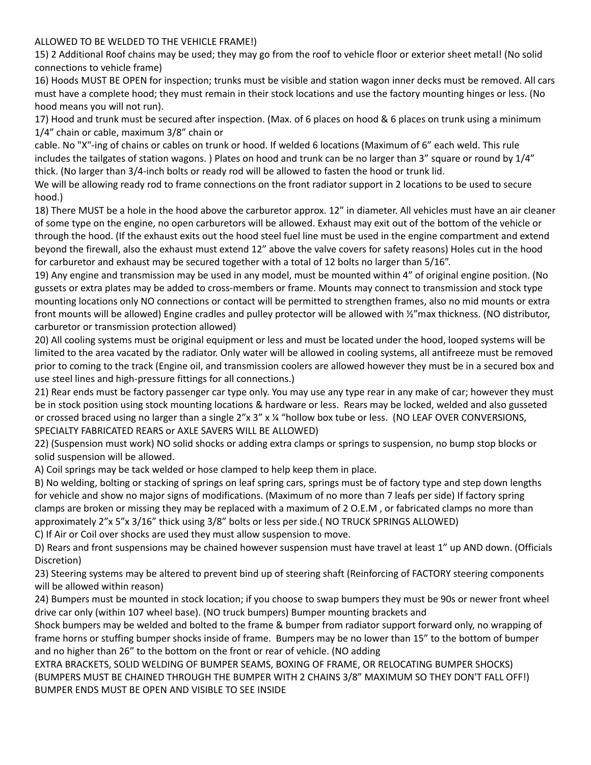ALLOWED TO BE WELDED TO THE VEHICLE FRAME!)

15) 2 Additional Roof chains may be used; they may go from the roof to vehicle floor or exterior sheet metal! (No solid connections to vehicle frame)

16) Hoods MUST BE OPEN for inspection; trunks must be visible and station wagon inner decks must be removed. All cars must have a complete hood; they must remain in their stock locations and use the factory mounting hinges or less. (No hood means you will not run).

17) Hood and trunk must be secured after inspection. (Max. of 6 places on hood & 6 places on trunk using a minimum 1/4" chain or cable, maximum 3/8" chain or cable. No "X"-ing of chains or cables on trunk or hood. If welded 6 locations (Maximum of 6" each weld. This rule includes the tailgates of station wagons. ) Plates on hood and trunk can be no larger than 3" square or round by 1/4" thick. (No larger than 3/4-inch bolts or ready rod will be allowed to fasten the hood or trunk lid. We will be allowing ready rod to frame connections on the front radiator support in 2 locations to be used to secure hood.)

18) There MUST be a hole in the hood above the carburetor approx. 12" in diameter. All vehicles must have an air cleaner of some type on the engine, no open carburetors will be allowed. Exhaust may exit out of the bottom of the vehicle or through the hood. (If the exhaust exits out the hood steel fuel line must be used in the engine compartment and extend beyond the firewall, also the exhaust must extend 12" above the valve covers for safety reasons) Holes cut in the hood for carburetor and exhaust may be secured together with a total of 12 bolts no larger than 5/16".

19) Any engine and transmission may be used in any model, must be mounted within 4" of original engine position. (No gussets or extra plates may be added to cross-members or frame. Mounts may connect to transmission and stock type mounting locations only NO connections or contact will be permitted to strengthen frames, also no mid mounts or extra front mounts will be allowed) Engine cradles and pulley protector will be allowed with ½"max thickness. (NO distributor, carburetor or transmission protection allowed)

20) All cooling systems must be original equipment or less and must be located under the hood, looped systems will be limited to the area vacated by the radiator. Only water will be allowed in cooling systems, all antifreeze must be removed prior to coming to the track (Engine oil, and transmission coolers are allowed however they must be in a secured box and use steel lines and high-pressure fittings for all connections.)

21) Rear ends must be factory passenger car type only. You may use any type rear in any make of car; however they must be in stock position using stock mounting locations & hardware or less. Rears may be locked, welded and also gusseted or crossed braced using no larger than a single 2"x 3" x ¼ "hollow box tube or less. (NO LEAF OVER CONVERSIONS, SPECIALTY FABRICATED REARS or AXLE SAVERS WILL BE ALLOWED)

22) (Suspension must work) NO solid shocks or adding extra clamps or springs to suspension, no bump stop blocks or solid suspension will be allowed.

A) Coil springs may be tack welded or hose clamped to help keep them in place.

B) No welding, bolting or stacking of springs on leaf spring cars, springs must be of factory type and step down lengths for vehicle and show no major signs of modifications. (Maximum of no more than 7 leafs per side) If factory spring clamps are broken or missing they may be replaced with a maximum of 2 O.E.M , or fabricated clamps no more than approximately 2"x 5"x 3/16" thick using 3/8" bolts or less per side.( NO TRUCK SPRINGS ALLOWED)

C) If Air or Coil over shocks are used they must allow suspension to move.

D) Rears and front suspensions may be chained however suspension must have travel at least 1" up AND down. (Officials Discretion)

23) Steering systems may be altered to prevent bind up of steering shaft (Reinforcing of FACTORY steering components will be allowed within reason)

24) Bumpers must be mounted in stock location; if you choose to swap bumpers they must be 90s or newer front wheel drive car only (within 107 wheel base). (NO truck bumpers) Bumper mounting brackets and Shock bumpers may be welded and bolted to the frame & bumper from radiator support forward only, no wrapping of frame horns or stuffing bumper shocks inside of frame. Bumpers may be no lower than 15" to the bottom of bumper and no higher than 26" to the bottom on the front or rear of vehicle. (NO adding EXTRA BRACKETS, SOLID WELDING OF BUMPER SEAMS, BOXING OF FRAME, OR RELOCATING BUMPER SHOCKS) (BUMPERS MUST BE CHAINED THROUGH THE BUMPER WITH 2 CHAINS 3/8" MAXIMUM SO THEY DON'T FALL OFF!) BUMPER ENDS MUST BE OPEN AND VISIBLE TO SEE INSIDE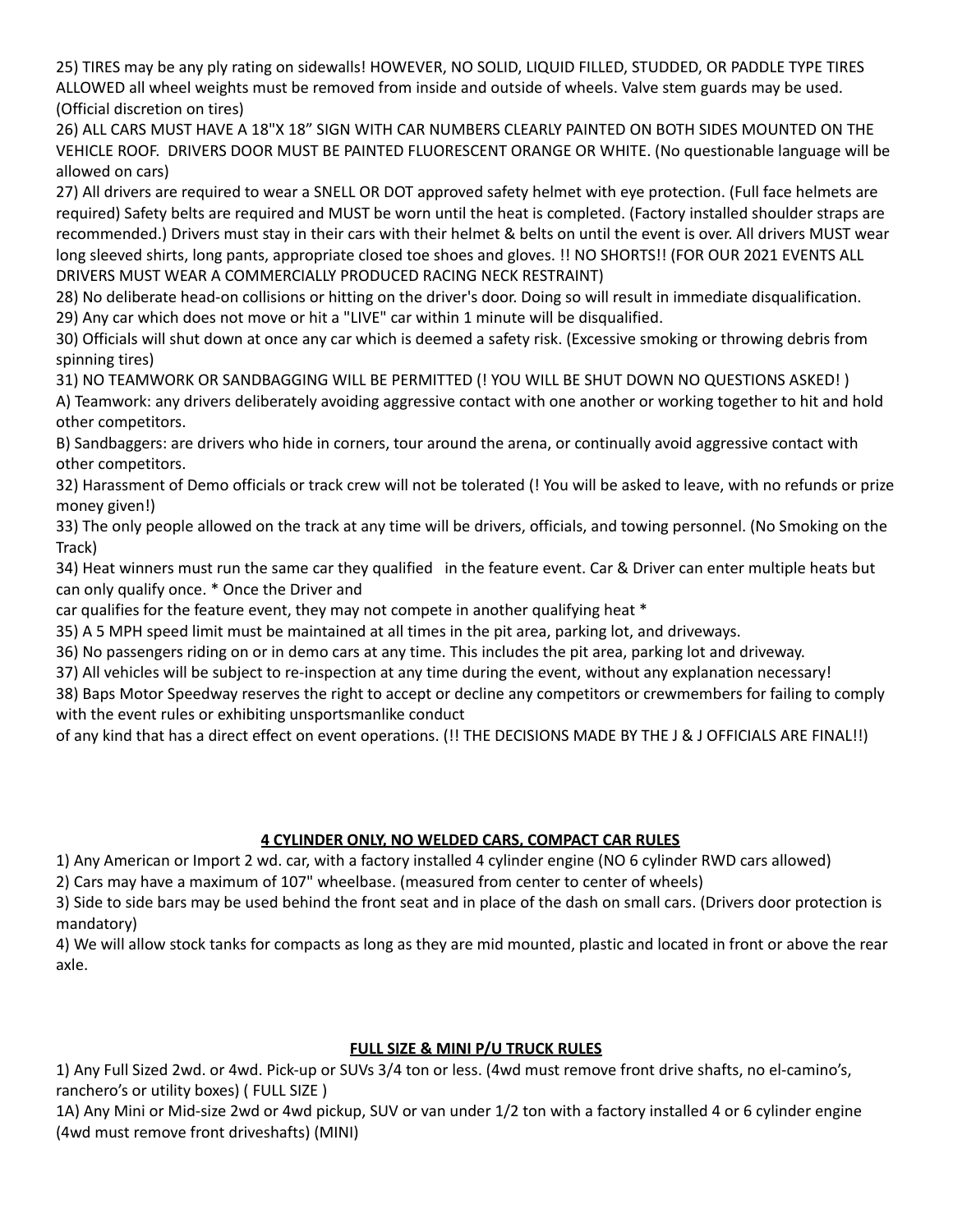25) TIRES may be any ply rating on sidewalls! HOWEVER, NO SOLID, LIQUID FILLED, STUDDED, OR PADDLE TYPE TIRES ALLOWED all wheel weights must be removed from inside and outside of wheels. Valve stem guards may be used. (Official discretion on tires)

26) ALL CARS MUST HAVE A 18"X 18" SIGN WITH CAR NUMBERS CLEARLY PAINTED ON BOTH SIDES MOUNTED ON THE VEHICLE ROOF. DRIVERS DOOR MUST BE PAINTED FLUORESCENT ORANGE OR WHITE. (No questionable language will be allowed on cars)

27) All drivers are required to wear a SNELL OR DOT approved safety helmet with eye protection. (Full face helmets are required) Safety belts are required and MUST be worn until the heat is completed. (Factory installed shoulder straps are recommended.) Drivers must stay in their cars with their helmet & belts on until the event is over. All drivers MUST wear long sleeved shirts, long pants, appropriate closed toe shoes and gloves. !! NO SHORTS!! (FOR OUR 2021 EVENTS ALL DRIVERS MUST WEAR A COMMERCIALLY PRODUCED RACING NECK RESTRAINT)

28) No deliberate head-on collisions or hitting on the driver's door. Doing so will result in immediate disqualification.

29) Any car which does not move or hit a "LIVE" car within 1 minute will be disqualified.

30) Officials will shut down at once any car which is deemed a safety risk. (Excessive smoking or throwing debris from spinning tires)

31) NO TEAMWORK OR SANDBAGGING WILL BE PERMITTED (! YOU WILL BE SHUT DOWN NO QUESTIONS ASKED! )

A) Teamwork: any drivers deliberately avoiding aggressive contact with one another or working together to hit and hold other competitors.

B) Sandbaggers: are drivers who hide in corners, tour around the arena, or continually avoid aggressive contact with other competitors.

32) Harassment of Demo officials or track crew will not be tolerated (! You will be asked to leave, with no refunds or prize money given!)

33) The only people allowed on the track at any time will be drivers, officials, and towing personnel. (No Smoking on the Track)

34) Heat winners must run the same car they qualified in the feature event. Car & Driver can enter multiple heats but can only qualify once. * Once the Driver and car qualifies for the feature event, they may not compete in another qualifying heat *

35) A 5 MPH speed limit must be maintained at all times in the pit area, parking lot, and driveways.

36) No passengers riding on or in demo cars at any time. This includes the pit area, parking lot and driveway.

37) All vehicles will be subject to re-inspection at any time during the event, without any explanation necessary!

38) Baps Motor Speedway reserves the right to accept or decline any competitors or crewmembers for failing to comply with the event rules or exhibiting unsportsmanlike conduct of any kind that has a direct effect on event operations. (!! THE DECISIONS MADE BY THE J & J OFFICIALS ARE FINAL!!)

## 4 CYLINDER ONLY, NO WELDED CARS, COMPACT CAR RULES

1) Any American or Import 2 wd. car, with a factory installed 4 cylinder engine (NO 6 cylinder RWD cars allowed)

2) Cars may have a maximum of 107" wheelbase. (measured from center to center of wheels)

3) Side to side bars may be used behind the front seat and in place of the dash on small cars. (Drivers door protection is mandatory)

4) We will allow stock tanks for compacts as long as they are mid mounted, plastic and located in front or above the rear axle.

## FULL SIZE & MINI P/U TRUCK RULES

1) Any Full Sized 2wd. or 4wd. Pick-up or SUVs 3/4 ton or less. (4wd must remove front drive shafts, no el-camino's, ranchero's or utility boxes) ( FULL SIZE )

1A) Any Mini or Mid-size 2wd or 4wd pickup, SUV or van under 1/2 ton with a factory installed 4 or 6 cylinder engine (4wd must remove front driveshafts) (MINI)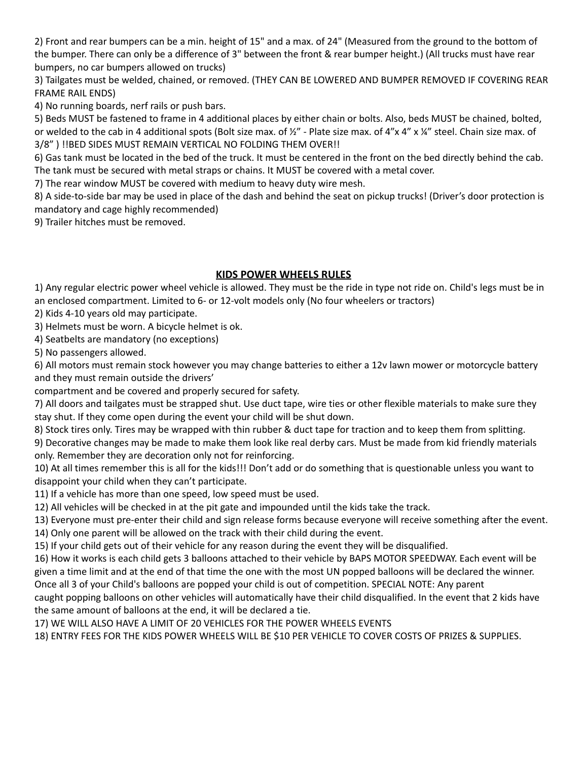2) Front and rear bumpers can be a min. height of 15" and a max. of 24" (Measured from the ground to the bottom of the bumper. There can only be a difference of 3" between the front & rear bumper height.) (All trucks must have rear bumpers, no car bumpers allowed on trucks)

3) Tailgates must be welded, chained, or removed. (THEY CAN BE LOWERED AND BUMPER REMOVED IF COVERING REAR FRAME RAIL ENDS)

4) No running boards, nerf rails or push bars.

5) Beds MUST be fastened to frame in 4 additional places by either chain or bolts. Also, beds MUST be chained, bolted, or welded to the cab in 4 additional spots (Bolt size max. of ½" - Plate size max. of 4"x 4" x ¼" steel. Chain size max. of 3/8" ) !!BED SIDES MUST REMAIN VERTICAL NO FOLDING THEM OVER!!

6) Gas tank must be located in the bed of the truck. It must be centered in the front on the bed directly behind the cab. The tank must be secured with metal straps or chains. It MUST be covered with a metal cover.

7) The rear window MUST be covered with medium to heavy duty wire mesh.

8) A side-to-side bar may be used in place of the dash and behind the seat on pickup trucks! (Driver's door protection is mandatory and cage highly recommended)

9) Trailer hitches must be removed.

## KIDS POWER WHEELS RULES

1) Any regular electric power wheel vehicle is allowed. They must be the ride in type not ride on. Child's legs must be in an enclosed compartment. Limited to 6- or 12-volt models only (No four wheelers or tractors)

2) Kids 4-10 years old may participate.

3) Helmets must be worn. A bicycle helmet is ok.

4) Seatbelts are mandatory (no exceptions)

5) No passengers allowed.

6) All motors must remain stock however you may change batteries to either a 12v lawn mower or motorcycle battery and they must remain outside the drivers' compartment and be covered and properly secured for safety.

7) All doors and tailgates must be strapped shut. Use duct tape, wire ties or other flexible materials to make sure they stay shut. If they come open during the event your child will be shut down.

8) Stock tires only. Tires may be wrapped with thin rubber & duct tape for traction and to keep them from splitting.

9) Decorative changes may be made to make them look like real derby cars. Must be made from kid friendly materials only. Remember they are decoration only not for reinforcing.

10) At all times remember this is all for the kids!!! Don't add or do something that is questionable unless you want to disappoint your child when they can't participate.

11) If a vehicle has more than one speed, low speed must be used.

12) All vehicles will be checked in at the pit gate and impounded until the kids take the track.

13) Everyone must pre-enter their child and sign release forms because everyone will receive something after the event.

14) Only one parent will be allowed on the track with their child during the event.

15) If your child gets out of their vehicle for any reason during the event they will be disqualified.

16) How it works is each child gets 3 balloons attached to their vehicle by BAPS MOTOR SPEEDWAY. Each event will be given a time limit and at the end of that time the one with the most UN popped balloons will be declared the winner. Once all 3 of your Child's balloons are popped your child is out of competition. SPECIAL NOTE: Any parent caught popping balloons on other vehicles will automatically have their child disqualified. In the event that 2 kids have the same amount of balloons at the end, it will be declared a tie.

17) WE WILL ALSO HAVE A LIMIT OF 20 VEHICLES FOR THE POWER WHEELS EVENTS

18) ENTRY FEES FOR THE KIDS POWER WHEELS WILL BE $10 PER VEHICLE TO COVER COSTS OF PRIZES & SUPPLIES.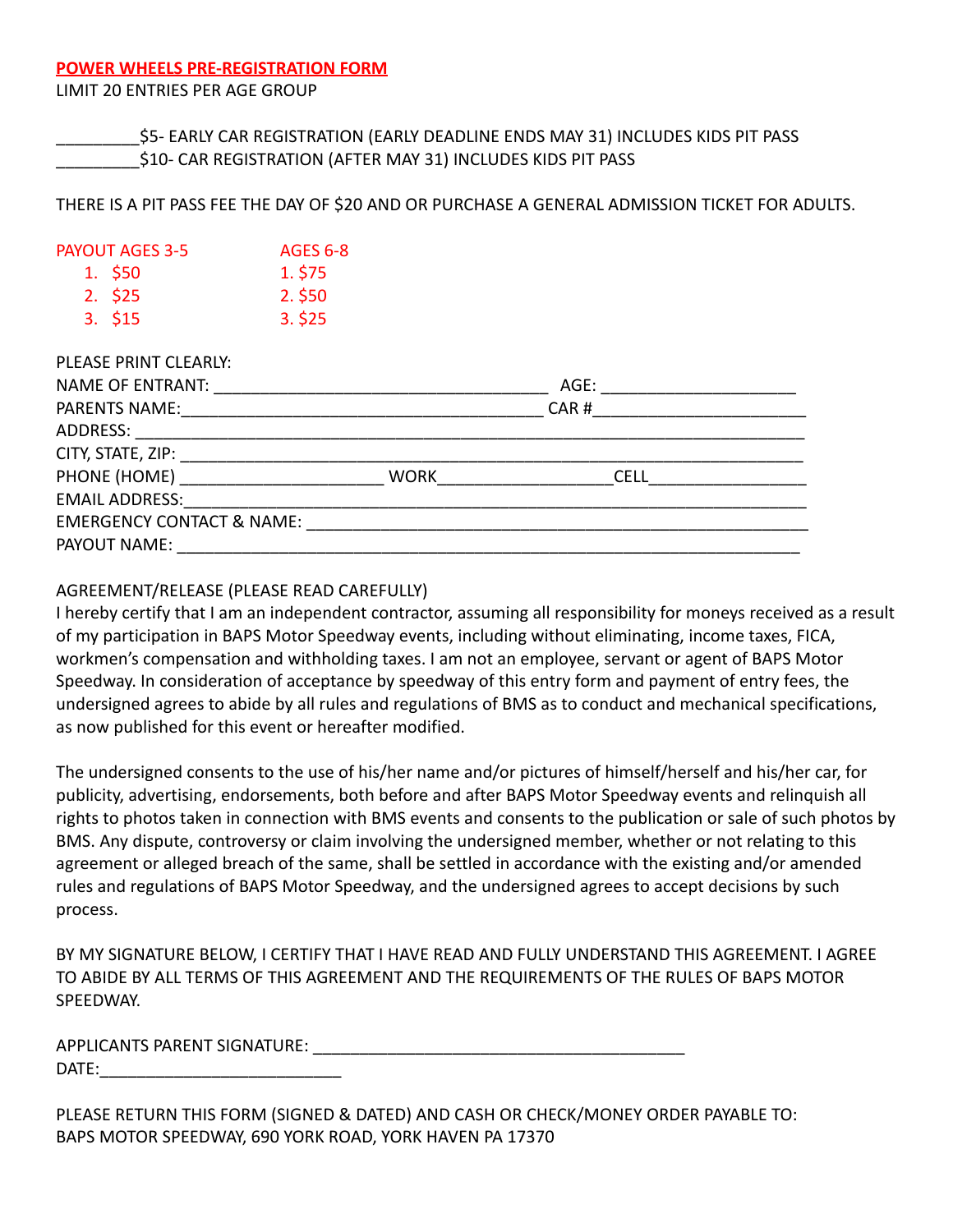# POWER WHEELS PRE-REGISTRATION FORM

LIMIT 20 ENTRIES PER AGE GROUP

_________$5- EARLY CAR REGISTRATION (EARLY DEADLINE ENDS MAY 31) INCLUDES KIDS PIT PASS
_________$10- CAR REGISTRATION (AFTER MAY 31) INCLUDES KIDS PIT PASS

THERE IS A PIT PASS FEE THE DAY OF $20 AND OR PURCHASE A GENERAL ADMISSION TICKET FOR ADULTS.

| PAYOUT AGES 3-5 | AGES 6-8 |
|---|---|
| 1. $50 | 1. $75 |
| 2. $25 | 2. $50 |
| 3. $15 | 3. $25 |

PLEASE PRINT CLEARLY:

NAME OF ENTRANT: ____________________________________ AGE: ____________________

PARENTS NAME: ________________________________________ CAR # ______________________

ADDRESS: __________________________________________________________________________

CITY, STATE, ZIP: _________________________________________________________________

PHONE (HOME) ______________________ WORK __________________ CELL _________________

EMAIL ADDRESS: ____________________________________________________________________

EMERGENCY CONTACT & NAME: __________________________________________________________

PAYOUT NAME: ______________________________________________________________________

AGREEMENT/RELEASE (PLEASE READ CAREFULLY)

I hereby certify that I am an independent contractor, assuming all responsibility for moneys received as a result of my participation in BAPS Motor Speedway events, including without eliminating, income taxes, FICA, workmen's compensation and withholding taxes. I am not an employee, servant or agent of BAPS Motor Speedway. In consideration of acceptance by speedway of this entry form and payment of entry fees, the undersigned agrees to abide by all rules and regulations of BMS as to conduct and mechanical specifications, as now published for this event or hereafter modified.

The undersigned consents to the use of his/her name and/or pictures of himself/herself and his/her car, for publicity, advertising, endorsements, both before and after BAPS Motor Speedway events and relinquish all rights to photos taken in connection with BMS events and consents to the publication or sale of such photos by BMS. Any dispute, controversy or claim involving the undersigned member, whether or not relating to this agreement or alleged breach of the same, shall be settled in accordance with the existing and/or amended rules and regulations of BAPS Motor Speedway, and the undersigned agrees to accept decisions by such process.

BY MY SIGNATURE BELOW, I CERTIFY THAT I HAVE READ AND FULLY UNDERSTAND THIS AGREEMENT. I AGREE TO ABIDE BY ALL TERMS OF THIS AGREEMENT AND THE REQUIREMENTS OF THE RULES OF BAPS MOTOR SPEEDWAY.

APPLICANTS PARENT SIGNATURE: _________________________________________

DATE: __________________________

PLEASE RETURN THIS FORM (SIGNED & DATED) AND CASH OR CHECK/MONEY ORDER PAYABLE TO:
BAPS MOTOR SPEEDWAY, 690 YORK ROAD, YORK HAVEN PA 17370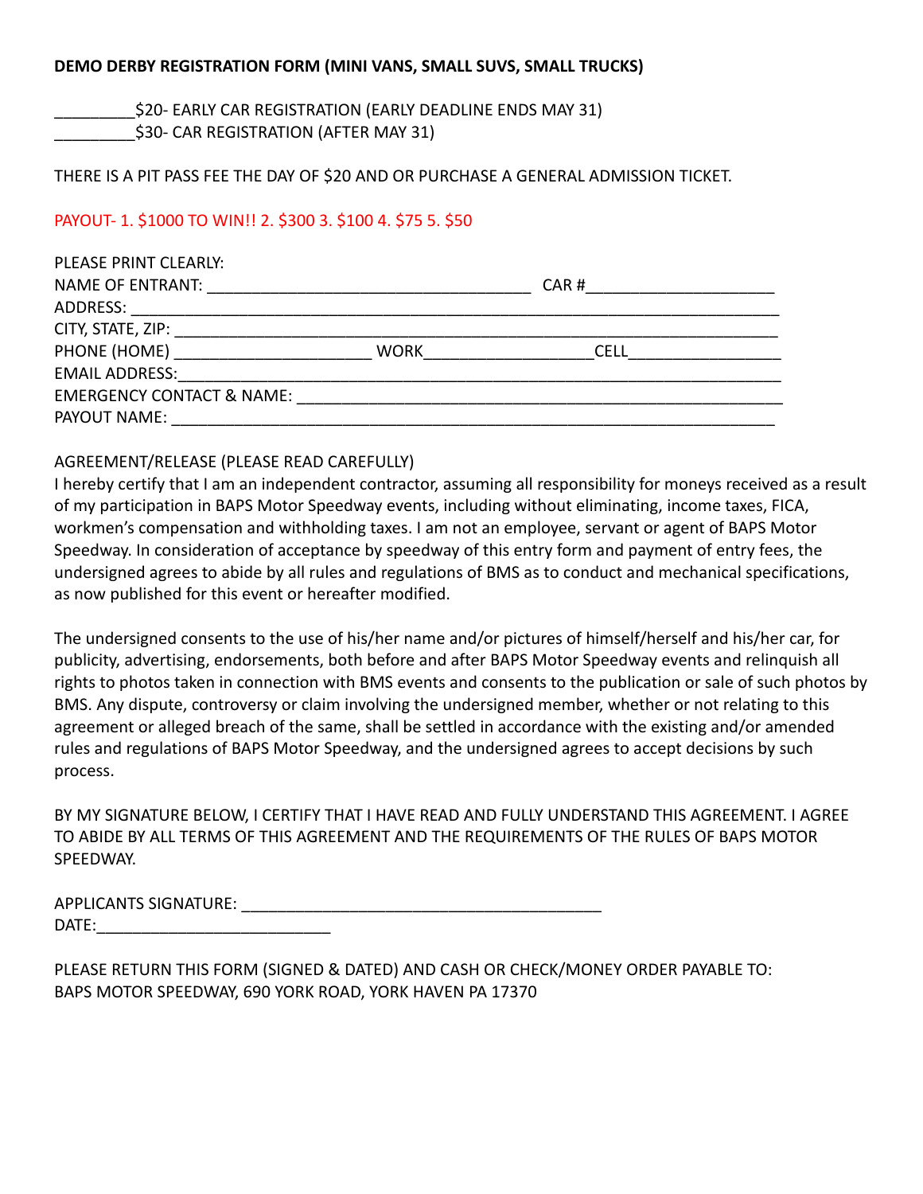**DEMO DERBY REGISTRATION FORM (MINI VANS, SMALL SUVS, SMALL TRUCKS)**

_________$20- EARLY CAR REGISTRATION (EARLY DEADLINE ENDS MAY 31)
_________$30- CAR REGISTRATION (AFTER MAY 31)

THERE IS A PIT PASS FEE THE DAY OF $20 AND OR PURCHASE A GENERAL ADMISSION TICKET.

PAYOUT- 1. $1000 TO WIN!! 2. $300 3. $100 4. $75 5. $50

PLEASE PRINT CLEARLY:
NAME OF ENTRANT: ____________________________________ CAR #____________________
ADDRESS: ________________________________________________________________________
CITY, STATE, ZIP: ______________________________________________________________
PHONE (HOME) ______________________ WORK__________________ CELL_________________
EMAIL ADDRESS:__________________________________________________________________
EMERGENCY CONTACT & NAME: ______________________________________________________
PAYOUT NAME: ___________________________________________________________________

AGREEMENT/RELEASE (PLEASE READ CAREFULLY)
I hereby certify that I am an independent contractor, assuming all responsibility for moneys received as a result of my participation in BAPS Motor Speedway events, including without eliminating, income taxes, FICA, workmen's compensation and withholding taxes. I am not an employee, servant or agent of BAPS Motor Speedway. In consideration of acceptance by speedway of this entry form and payment of entry fees, the undersigned agrees to abide by all rules and regulations of BMS as to conduct and mechanical specifications, as now published for this event or hereafter modified.

The undersigned consents to the use of his/her name and/or pictures of himself/herself and his/her car, for publicity, advertising, endorsements, both before and after BAPS Motor Speedway events and relinquish all rights to photos taken in connection with BMS events and consents to the publication or sale of such photos by BMS. Any dispute, controversy or claim involving the undersigned member, whether or not relating to this agreement or alleged breach of the same, shall be settled in accordance with the existing and/or amended rules and regulations of BAPS Motor Speedway, and the undersigned agrees to accept decisions by such process.

BY MY SIGNATURE BELOW, I CERTIFY THAT I HAVE READ AND FULLY UNDERSTAND THIS AGREEMENT. I AGREE TO ABIDE BY ALL TERMS OF THIS AGREEMENT AND THE REQUIREMENTS OF THE RULES OF BAPS MOTOR SPEEDWAY.

APPLICANTS SIGNATURE: ________________________________________
DATE:__________________________

PLEASE RETURN THIS FORM (SIGNED & DATED) AND CASH OR CHECK/MONEY ORDER PAYABLE TO:
BAPS MOTOR SPEEDWAY, 690 YORK ROAD, YORK HAVEN PA 17370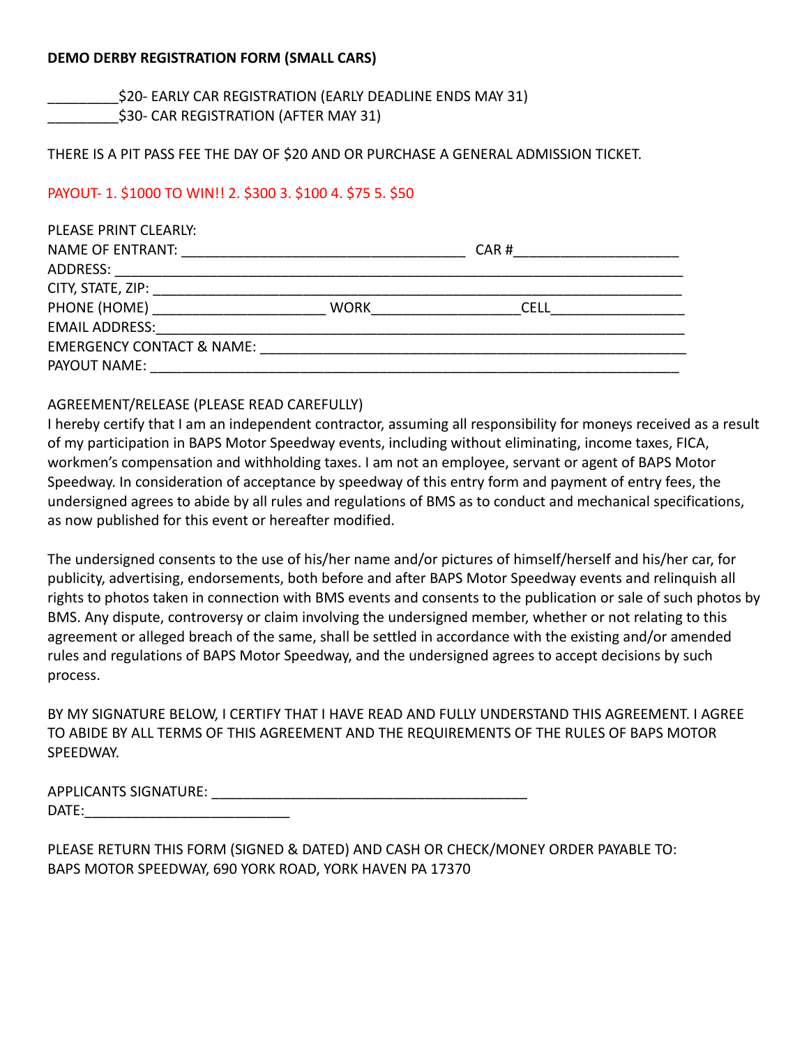**DEMO DERBY REGISTRATION FORM (SMALL CARS)**

_________$20- EARLY CAR REGISTRATION (EARLY DEADLINE ENDS MAY 31)
_________$30- CAR REGISTRATION (AFTER MAY 31)

THERE IS A PIT PASS FEE THE DAY OF $20 AND OR PURCHASE A GENERAL ADMISSION TICKET.

PAYOUT- 1. $1000 TO WIN!! 2. $300 3. $100 4. $75 5. $50

PLEASE PRINT CLEARLY:
NAME OF ENTRANT: ____________________________________ CAR #____________________
ADDRESS: _________________________________________________________________________
CITY, STATE, ZIP: _______________________________________________________________________
PHONE (HOME) ______________________ WORK__________________CELL_________________
EMAIL ADDRESS:_____________________________________________________________________
EMERGENCY CONTACT & NAME: ______________________________________________________
PAYOUT NAME: _____________________________________________________________________

AGREEMENT/RELEASE (PLEASE READ CAREFULLY)
I hereby certify that I am an independent contractor, assuming all responsibility for moneys received as a result of my participation in BAPS Motor Speedway events, including without eliminating, income taxes, FICA, workmen's compensation and withholding taxes. I am not an employee, servant or agent of BAPS Motor Speedway. In consideration of acceptance by speedway of this entry form and payment of entry fees, the undersigned agrees to abide by all rules and regulations of BMS as to conduct and mechanical specifications, as now published for this event or hereafter modified.

The undersigned consents to the use of his/her name and/or pictures of himself/herself and his/her car, for publicity, advertising, endorsements, both before and after BAPS Motor Speedway events and relinquish all rights to photos taken in connection with BMS events and consents to the publication or sale of such photos by BMS. Any dispute, controversy or claim involving the undersigned member, whether or not relating to this agreement or alleged breach of the same, shall be settled in accordance with the existing and/or amended rules and regulations of BAPS Motor Speedway, and the undersigned agrees to accept decisions by such process.

BY MY SIGNATURE BELOW, I CERTIFY THAT I HAVE READ AND FULLY UNDERSTAND THIS AGREEMENT. I AGREE TO ABIDE BY ALL TERMS OF THIS AGREEMENT AND THE REQUIREMENTS OF THE RULES OF BAPS MOTOR SPEEDWAY.

APPLICANTS SIGNATURE: ________________________________________
DATE:__________________________

PLEASE RETURN THIS FORM (SIGNED & DATED) AND CASH OR CHECK/MONEY ORDER PAYABLE TO:
BAPS MOTOR SPEEDWAY, 690 YORK ROAD, YORK HAVEN PA 17370